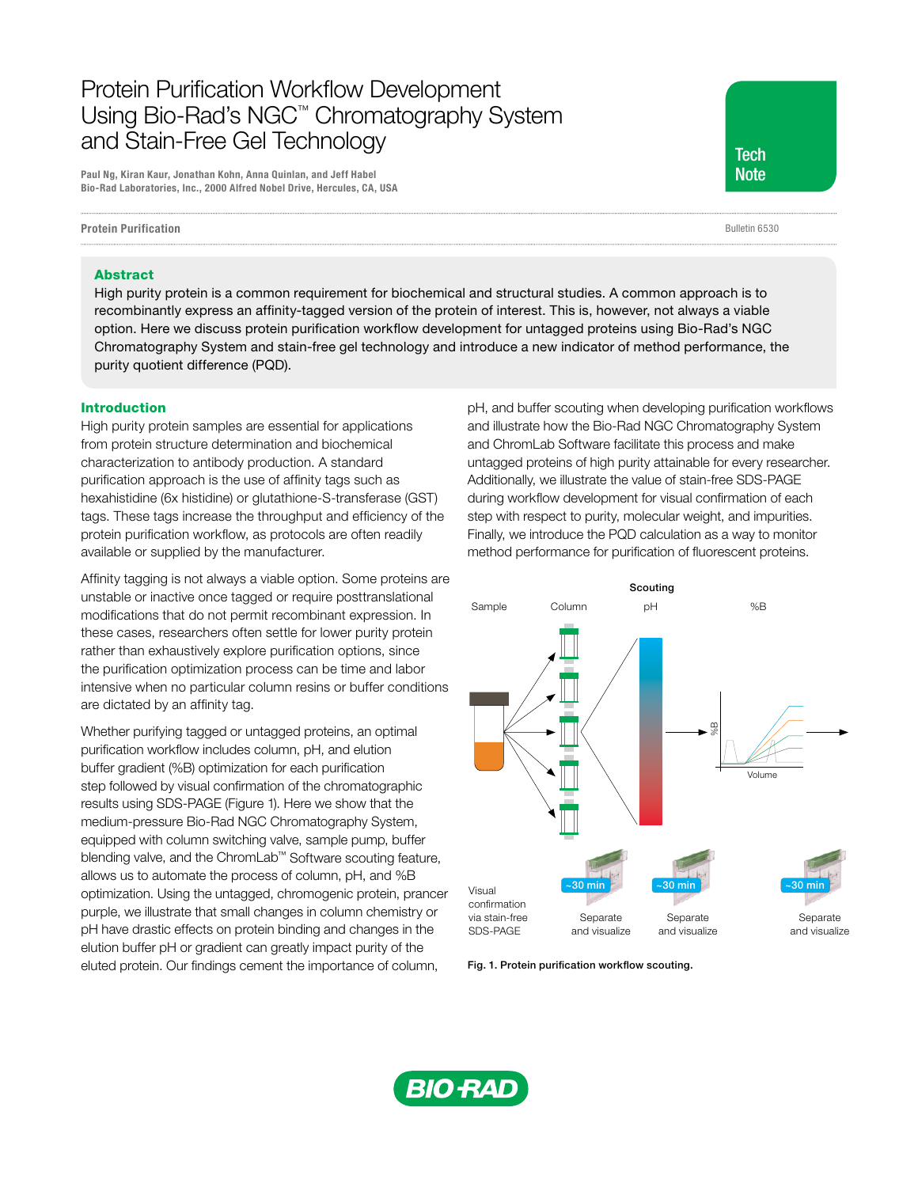# Protein Purification Workflow Development Using Bio-Rad's NGC™ Chromatography System and Stain-Free Gel Technology

**Paul Ng, Kiran Kaur, Jonathan Kohn, Anna Quinlan, and Jeff Habel**
**Bio-Rad Laboratories, Inc., 2000 Alfred Nobel Drive, Hercules, CA, USA**

Tech Note

**Protein Purification** — Bulletin 6530

## Abstract

High purity protein is a common requirement for biochemical and structural studies. A common approach is to recombinantly express an affinity-tagged version of the protein of interest. This is, however, not always a viable option. Here we discuss protein purification workflow development for untagged proteins using Bio-Rad's NGC Chromatography System and stain-free gel technology and introduce a new indicator of method performance, the purity quotient difference (PQD).

## Introduction

High purity protein samples are essential for applications from protein structure determination and biochemical characterization to antibody production. A standard purification approach is the use of affinity tags such as hexahistidine (6x histidine) or glutathione-S-transferase (GST) tags. These tags increase the throughput and efficiency of the protein purification workflow, as protocols are often readily available or supplied by the manufacturer.

Affinity tagging is not always a viable option. Some proteins are unstable or inactive once tagged or require posttranslational modifications that do not permit recombinant expression. In these cases, researchers often settle for lower purity protein rather than exhaustively explore purification options, since the purification optimization process can be time and labor intensive when no particular column resins or buffer conditions are dictated by an affinity tag.

Whether purifying tagged or untagged proteins, an optimal purification workflow includes column, pH, and elution buffer gradient (%B) optimization for each purification step followed by visual confirmation of the chromatographic results using SDS-PAGE (Figure 1). Here we show that the medium-pressure Bio-Rad NGC Chromatography System, equipped with column switching valve, sample pump, buffer blending valve, and the ChromLab™ Software scouting feature, allows us to automate the process of column, pH, and %B optimization. Using the untagged, chromogenic protein, prancer purple, we illustrate that small changes in column chemistry or pH have drastic effects on protein binding and changes in the elution buffer pH or gradient can greatly impact purity of the eluted protein. Our findings cement the importance of column, pH, and buffer scouting when developing purification workflows and illustrate how the Bio-Rad NGC Chromatography System and ChromLab Software facilitate this process and make untagged proteins of high purity attainable for every researcher. Additionally, we illustrate the value of stain-free SDS-PAGE during workflow development for visual confirmation of each step with respect to purity, molecular weight, and impurities. Finally, we introduce the PQD calculation as a way to monitor method performance for purification of fluorescent proteins.

**Fig. 1. Protein purification workflow scouting.**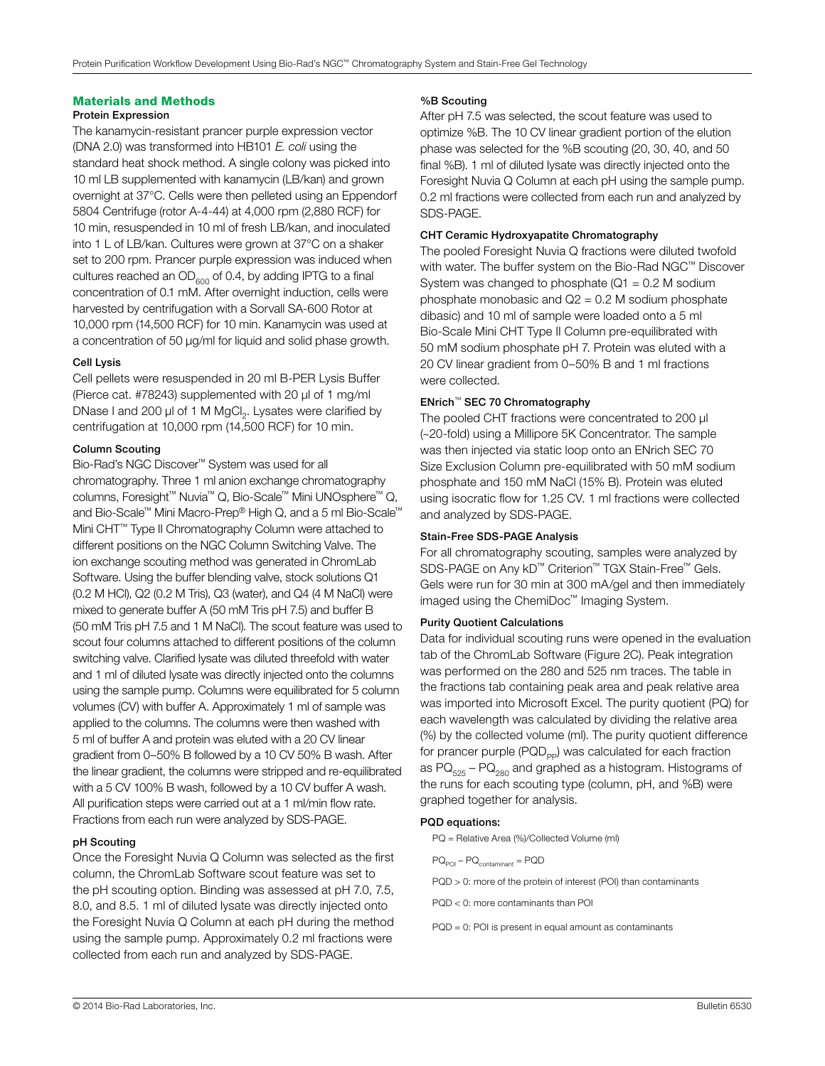## Materials and Methods

### Protein Expression

The kanamycin-resistant prancer purple expression vector (DNA 2.0) was transformed into HB101 *E. coli* using the standard heat shock method. A single colony was picked into 10 ml LB supplemented with kanamycin (LB/kan) and grown overnight at 37°C. Cells were then pelleted using an Eppendorf 5804 Centrifuge (rotor A-4-44) at 4,000 rpm (2,880 RCF) for 10 min, resuspended in 10 ml of fresh LB/kan, and inoculated into 1 L of LB/kan. Cultures were grown at 37°C on a shaker set to 200 rpm. Prancer purple expression was induced when cultures reached an $OD_{600}$ of 0.4, by adding IPTG to a final concentration of 0.1 mM. After overnight induction, cells were harvested by centrifugation with a Sorvall SA-600 Rotor at 10,000 rpm (14,500 RCF) for 10 min. Kanamycin was used at a concentration of 50 µg/ml for liquid and solid phase growth.

### Cell Lysis

Cell pellets were resuspended in 20 ml B-PER Lysis Buffer (Pierce cat. #78243) supplemented with 20 µl of 1 mg/ml DNase I and 200 µl of 1 M $MgCl_2$. Lysates were clarified by centrifugation at 10,000 rpm (14,500 RCF) for 10 min.

### Column Scouting

Bio-Rad's NGC Discover™ System was used for all chromatography. Three 1 ml anion exchange chromatography columns, Foresight™ Nuvia™ Q, Bio-Scale™ Mini UNOsphere™ Q, and Bio-Scale™ Mini Macro-Prep® High Q, and a 5 ml Bio-Scale™ Mini CHT™ Type II Chromatography Column were attached to different positions on the NGC Column Switching Valve. The ion exchange scouting method was generated in ChromLab Software. Using the buffer blending valve, stock solutions Q1 (0.2 M HCl), Q2 (0.2 M Tris), Q3 (water), and Q4 (4 M NaCl) were mixed to generate buffer A (50 mM Tris pH 7.5) and buffer B (50 mM Tris pH 7.5 and 1 M NaCl). The scout feature was used to scout four columns attached to different positions of the column switching valve. Clarified lysate was diluted threefold with water and 1 ml of diluted lysate was directly injected onto the columns using the sample pump. Columns were equilibrated for 5 column volumes (CV) with buffer A. Approximately 1 ml of sample was applied to the columns. The columns were then washed with 5 ml of buffer A and protein was eluted with a 20 CV linear gradient from 0–50% B followed by a 10 CV 50% B wash. After the linear gradient, the columns were stripped and re-equilibrated with a 5 CV 100% B wash, followed by a 10 CV buffer A wash. All purification steps were carried out at a 1 ml/min flow rate. Fractions from each run were analyzed by SDS-PAGE.

### pH Scouting

Once the Foresight Nuvia Q Column was selected as the first column, the ChromLab Software scout feature was set to the pH scouting option. Binding was assessed at pH 7.0, 7.5, 8.0, and 8.5. 1 ml of diluted lysate was directly injected onto the Foresight Nuvia Q Column at each pH during the method using the sample pump. Approximately 0.2 ml fractions were collected from each run and analyzed by SDS-PAGE.

### %B Scouting

After pH 7.5 was selected, the scout feature was used to optimize %B. The 10 CV linear gradient portion of the elution phase was selected for the %B scouting (20, 30, 40, and 50 final %B). 1 ml of diluted lysate was directly injected onto the Foresight Nuvia Q Column at each pH using the sample pump. 0.2 ml fractions were collected from each run and analyzed by SDS-PAGE.

### CHT Ceramic Hydroxyapatite Chromatography

The pooled Foresight Nuvia Q fractions were diluted twofold with water. The buffer system on the Bio-Rad NGC™ Discover System was changed to phosphate (Q1 = 0.2 M sodium phosphate monobasic and Q2 = 0.2 M sodium phosphate dibasic) and 10 ml of sample were loaded onto a 5 ml Bio-Scale Mini CHT Type II Column pre-equilibrated with 50 mM sodium phosphate pH 7. Protein was eluted with a 20 CV linear gradient from 0–50% B and 1 ml fractions were collected.

### ENrich™ SEC 70 Chromatography

The pooled CHT fractions were concentrated to 200 µl (~20-fold) using a Millipore 5K Concentrator. The sample was then injected via static loop onto an ENrich SEC 70 Size Exclusion Column pre-equilibrated with 50 mM sodium phosphate and 150 mM NaCl (15% B). Protein was eluted using isocratic flow for 1.25 CV. 1 ml fractions were collected and analyzed by SDS-PAGE.

### Stain-Free SDS-PAGE Analysis

For all chromatography scouting, samples were analyzed by SDS-PAGE on Any kD™ Criterion™ TGX Stain-Free™ Gels. Gels were run for 30 min at 300 mA/gel and then immediately imaged using the ChemiDoc™ Imaging System.

### Purity Quotient Calculations

Data for individual scouting runs were opened in the evaluation tab of the ChromLab Software (Figure 2C). Peak integration was performed on the 280 and 525 nm traces. The table in the fractions tab containing peak area and peak relative area was imported into Microsoft Excel. The purity quotient (PQ) for each wavelength was calculated by dividing the relative area (%) by the collected volume (ml). The purity quotient difference for prancer purple ($PQD_{PP}$) was calculated for each fraction as $PQ_{525} - PQ_{280}$ and graphed as a histogram. Histograms of the runs for each scouting type (column, pH, and %B) were graphed together for analysis.

**PQD equations:**

PQ = Relative Area (%)/Collected Volume (ml)

$PQ_{POI} - PQ_{contaminant} = PQD$

PQD > 0: more of the protein of interest (POI) than contaminants

PQD < 0: more contaminants than POI

PQD = 0: POI is present in equal amount as contaminants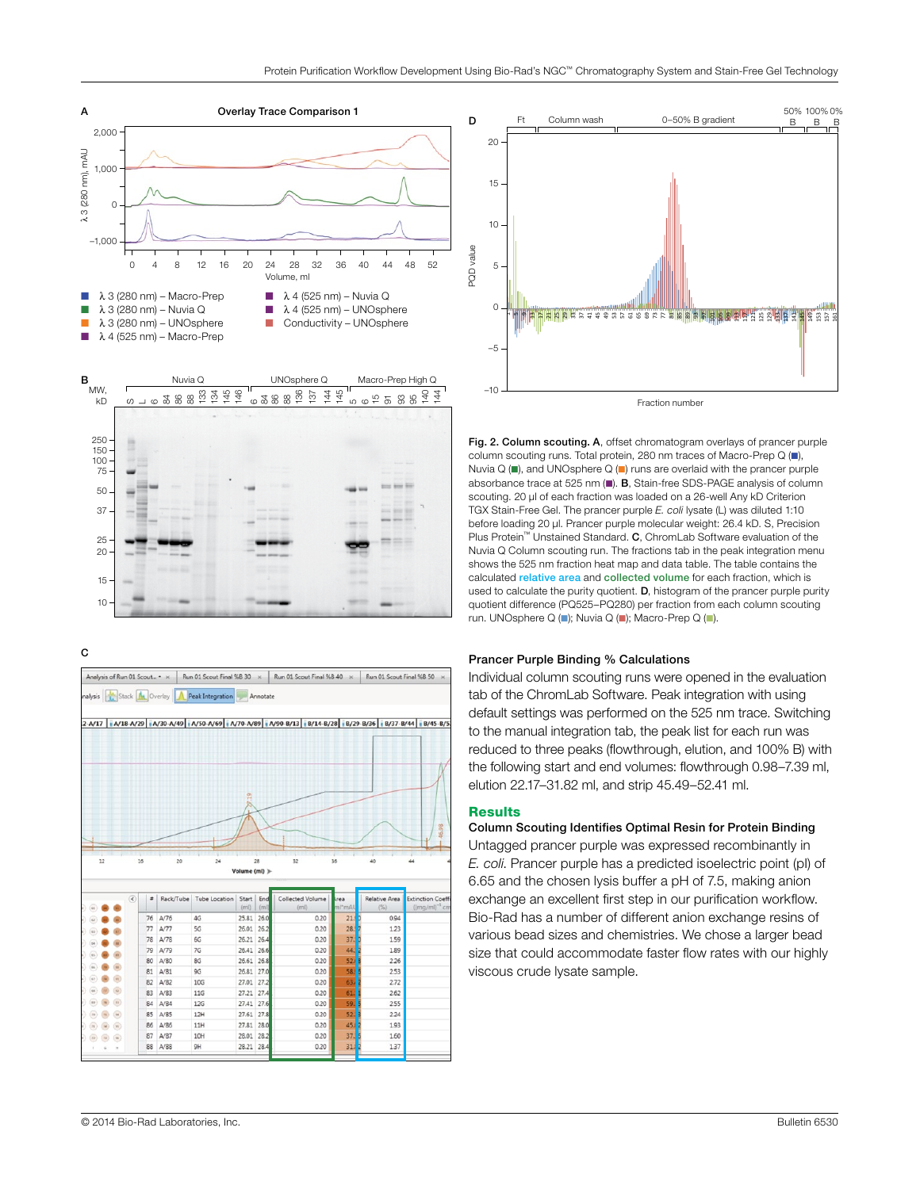**Fig. 2. Column scouting. A**, offset chromatogram overlays of prancer purple column scouting runs. Total protein, 280 nm traces of Macro-Prep Q (■), Nuvia Q (■), and UNOsphere Q (■) runs are overlaid with the prancer purple absorbance trace at 525 nm (■). **B**, Stain-free SDS-PAGE analysis of column scouting. 20 µl of each fraction was loaded on a 26-well Any kD Criterion TGX Stain-Free Gel. The prancer purple *E. coli* lysate (L) was diluted 1:10 before loading 20 µl. Prancer purple molecular weight: 26.4 kD. S, Precision Plus Protein™ Unstained Standard. **C**, ChromLab Software evaluation of the Nuvia Q Column scouting run. The fractions tab in the peak integration menu shows the 525 nm fraction heat map and data table. The table contains the calculated relative area and collected volume for each fraction, which is used to calculate the purity quotient. **D**, histogram of the prancer purple purity quotient difference (PQ525–PQ280) per fraction from each column scouting run. UNOsphere Q (■); Nuvia Q (■); Macro-Prep Q (■).

### Prancer Purple Binding % Calculations

Individual column scouting runs were opened in the evaluation tab of the ChromLab Software. Peak integration with using default settings was performed on the 525 nm trace. Switching to the manual integration tab, the peak list for each run was reduced to three peaks (flowthrough, elution, and 100% B) with the following start and end volumes: flowthrough 0.98–7.39 ml, elution 22.17–31.82 ml, and strip 45.49–52.41 ml.

## Results

### Column Scouting Identifies Optimal Resin for Protein Binding

Untagged prancer purple was expressed recombinantly in *E. coli*. Prancer purple has a predicted isoelectric point (pI) of 6.65 and the chosen lysis buffer a pH of 7.5, making anion exchange an excellent first step in our purification workflow. Bio-Rad has a number of different anion exchange resins of various bead sizes and chemistries. We chose a larger bead size that could accommodate faster flow rates with our highly viscous crude lysate sample.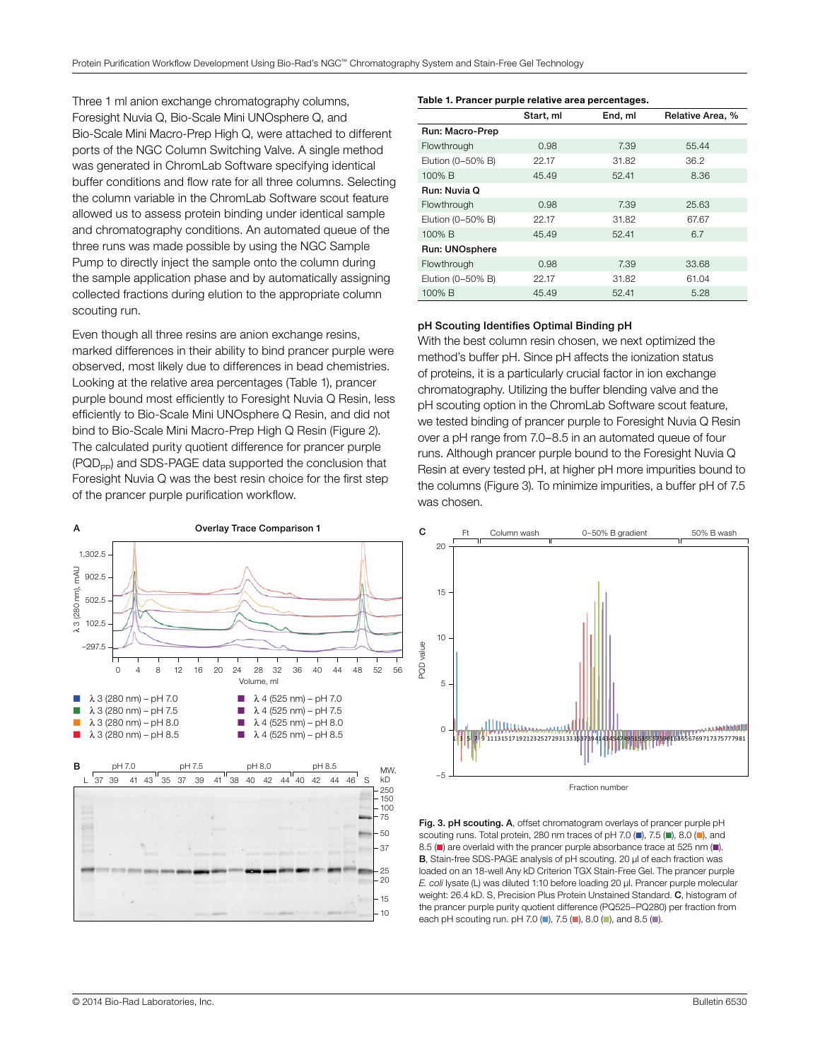Three 1 ml anion exchange chromatography columns, Foresight Nuvia Q, Bio-Scale Mini UNOsphere Q, and Bio-Scale Mini Macro-Prep High Q, were attached to different ports of the NGC Column Switching Valve. A single method was generated in ChromLab Software specifying identical buffer conditions and flow rate for all three columns. Selecting the column variable in the ChromLab Software scout feature allowed us to assess protein binding under identical sample and chromatography conditions. An automated queue of the three runs was made possible by using the NGC Sample Pump to directly inject the sample onto the column during the sample application phase and by automatically assigning collected fractions during elution to the appropriate column scouting run.

Even though all three resins are anion exchange resins, marked differences in their ability to bind prancer purple were observed, most likely due to differences in bead chemistries. Looking at the relative area percentages (Table 1), prancer purple bound most efficiently to Foresight Nuvia Q Resin, less efficiently to Bio-Scale Mini UNOsphere Q Resin, and did not bind to Bio-Scale Mini Macro-Prep High Q Resin (Figure 2). The calculated purity quotient difference for prancer purple ($PQD_{PP}$) and SDS-PAGE data supported the conclusion that Foresight Nuvia Q was the best resin choice for the first step of the prancer purple purification workflow.

**Table 1. Prancer purple relative area percentages.**

| | Start, ml | End, ml | Relative Area, % |
|---|---|---|---|
| **Run: Macro-Prep** | | | |
| Flowthrough | 0.98 | 7.39 | 55.44 |
| Elution (0–50% B) | 22.17 | 31.82 | 36.2 |
| 100% B | 45.49 | 52.41 | 8.36 |
| **Run: Nuvia Q** | | | |
| Flowthrough | 0.98 | 7.39 | 25.63 |
| Elution (0–50% B) | 22.17 | 31.82 | 67.67 |
| 100% B | 45.49 | 52.41 | 6.7 |
| **Run: UNOsphere** | | | |
| Flowthrough | 0.98 | 7.39 | 33.68 |
| Elution (0–50% B) | 22.17 | 31.82 | 61.04 |
| 100% B | 45.49 | 52.41 | 5.28 |

### pH Scouting Identifies Optimal Binding pH

With the best column resin chosen, we next optimized the method's buffer pH. Since pH affects the ionization status of proteins, it is a particularly crucial factor in ion exchange chromatography. Utilizing the buffer blending valve and the pH scouting option in the ChromLab Software scout feature, we tested binding of prancer purple to Foresight Nuvia Q Resin over a pH range from 7.0–8.5 in an automated queue of four runs. Although prancer purple bound to the Foresight Nuvia Q Resin at every tested pH, at higher pH more impurities bound to the columns (Figure 3). To minimize impurities, a buffer pH of 7.5 was chosen.

**Fig. 3. pH scouting. A**, offset chromatogram overlays of prancer purple pH scouting runs. Total protein, 280 nm traces of pH 7.0 (■), 7.5 (■), 8.0 (■), and 8.5 (■) are overlaid with the prancer purple absorbance trace at 525 nm (■). **B**, Stain-free SDS-PAGE analysis of pH scouting. 20 µl of each fraction was loaded on an 18-well Any kD Criterion TGX Stain-Free Gel. The prancer purple *E. coli* lysate (L) was diluted 1:10 before loading 20 µl. Prancer purple molecular weight: 26.4 kD. S, Precision Plus Protein Unstained Standard. **C**, histogram of the prancer purple purity quotient difference (PQ525–PQ280) per fraction from each pH scouting run. pH 7.0 (■), 7.5 (■), 8.0 (■), and 8.5 (■).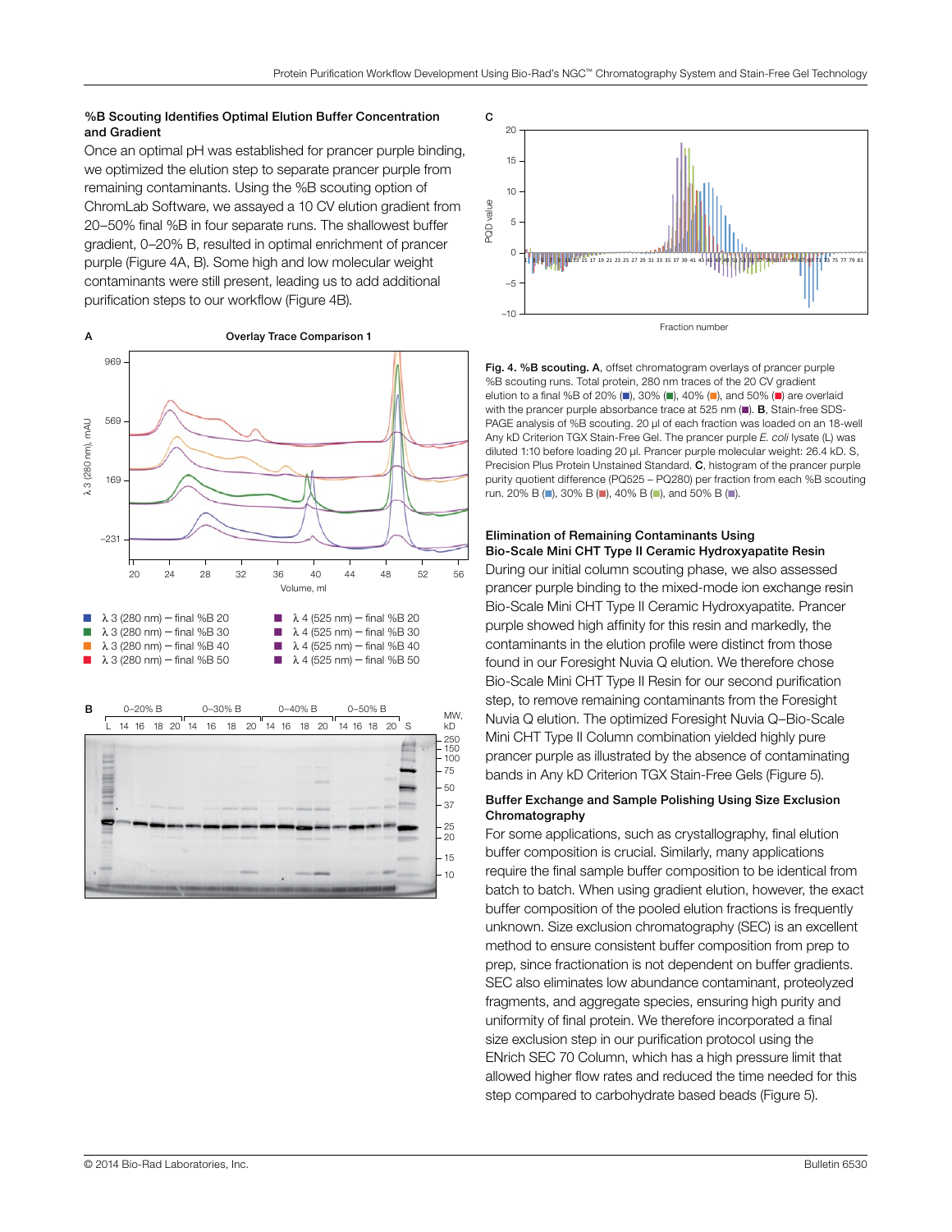### %B Scouting Identifies Optimal Elution Buffer Concentration and Gradient

Once an optimal pH was established for prancer purple binding, we optimized the elution step to separate prancer purple from remaining contaminants. Using the %B scouting option of ChromLab Software, we assayed a 10 CV elution gradient from 20–50% final %B in four separate runs. The shallowest buffer gradient, 0–20% B, resulted in optimal enrichment of prancer purple (Figure 4A, B). Some high and low molecular weight contaminants were still present, leading us to add additional purification steps to our workflow (Figure 4B).

**Fig. 4. %B scouting. A**, offset chromatogram overlays of prancer purple %B scouting runs. Total protein, 280 nm traces of the 20 CV gradient elution to a final %B of 20% (■), 30% (■), 40% (■), and 50% (■) are overlaid with the prancer purple absorbance trace at 525 nm (■). **B**, Stain-free SDS-PAGE analysis of %B scouting. 20 µl of each fraction was loaded on an 18-well Any kD Criterion TGX Stain-Free Gel. The prancer purple *E. coli* lysate (L) was diluted 1:10 before loading 20 µl. Prancer purple molecular weight: 26.4 kD. S, Precision Plus Protein Unstained Standard. **C**, histogram of the prancer purple purity quotient difference (PQ525 – PQ280) per fraction from each %B scouting run. 20% B (■), 30% B (■), 40% B (■), and 50% B (■).

### Elimination of Remaining Contaminants Using Bio-Scale Mini CHT Type II Ceramic Hydroxyapatite Resin

During our initial column scouting phase, we also assessed prancer purple binding to the mixed-mode ion exchange resin Bio-Scale Mini CHT Type II Ceramic Hydroxyapatite. Prancer purple showed high affinity for this resin and markedly, the contaminants in the elution profile were distinct from those found in our Foresight Nuvia Q elution. We therefore chose Bio-Scale Mini CHT Type II Resin for our second purification step, to remove remaining contaminants from the Foresight Nuvia Q elution. The optimized Foresight Nuvia Q–Bio-Scale Mini CHT Type II Column combination yielded highly pure prancer purple as illustrated by the absence of contaminating bands in Any kD Criterion TGX Stain-Free Gels (Figure 5).

### Buffer Exchange and Sample Polishing Using Size Exclusion Chromatography

For some applications, such as crystallography, final elution buffer composition is crucial. Similarly, many applications require the final sample buffer composition to be identical from batch to batch. When using gradient elution, however, the exact buffer composition of the pooled elution fractions is frequently unknown. Size exclusion chromatography (SEC) is an excellent method to ensure consistent buffer composition from prep to prep, since fractionation is not dependent on buffer gradients. SEC also eliminates low abundance contaminant, proteolyzed fragments, and aggregate species, ensuring high purity and uniformity of final protein. We therefore incorporated a final size exclusion step in our purification protocol using the ENrich SEC 70 Column, which has a high pressure limit that allowed higher flow rates and reduced the time needed for this step compared to carbohydrate based beads (Figure 5).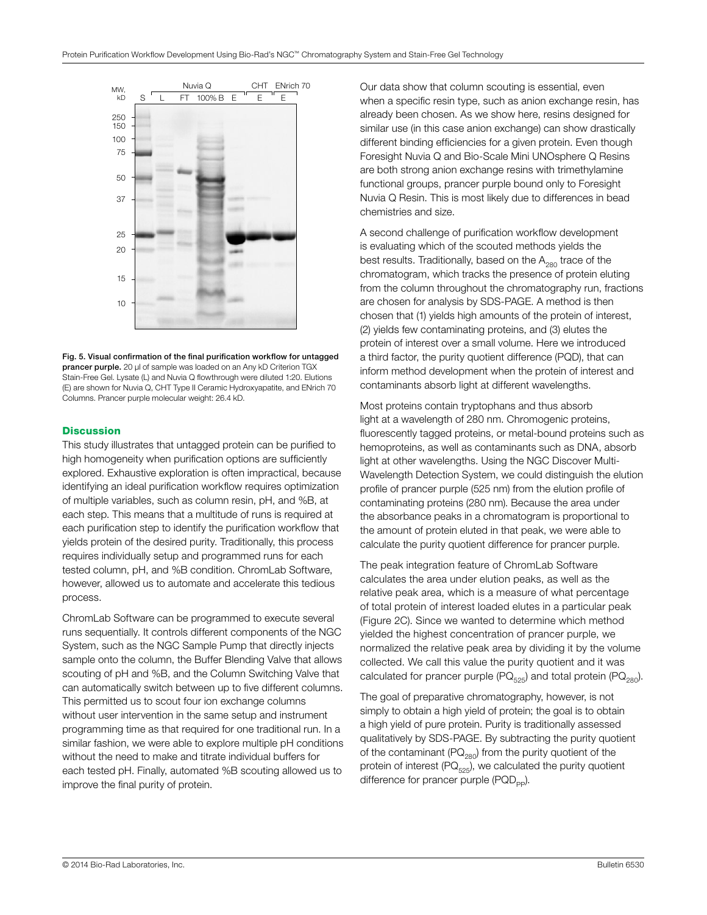Fig. 5. Visual confirmation of the final purification workflow for untagged prancer purple. 20 µl of sample was loaded on an Any kD Criterion TGX Stain-Free Gel. Lysate (L) and Nuvia Q flowthrough were diluted 1:20. Elutions (E) are shown for Nuvia Q, CHT Type II Ceramic Hydroxyapatite, and ENrich 70 Columns. Prancer purple molecular weight: 26.4 kD.

## Discussion

This study illustrates that untagged protein can be purified to high homogeneity when purification options are sufficiently explored. Exhaustive exploration is often impractical, because identifying an ideal purification workflow requires optimization of multiple variables, such as column resin, pH, and %B, at each step. This means that a multitude of runs is required at each purification step to identify the purification workflow that yields protein of the desired purity. Traditionally, this process requires individually setup and programmed runs for each tested column, pH, and %B condition. ChromLab Software, however, allowed us to automate and accelerate this tedious process.

ChromLab Software can be programmed to execute several runs sequentially. It controls different components of the NGC System, such as the NGC Sample Pump that directly injects sample onto the column, the Buffer Blending Valve that allows scouting of pH and %B, and the Column Switching Valve that can automatically switch between up to five different columns. This permitted us to scout four ion exchange columns without user intervention in the same setup and instrument programming time as that required for one traditional run. In a similar fashion, we were able to explore multiple pH conditions without the need to make and titrate individual buffers for each tested pH. Finally, automated %B scouting allowed us to improve the final purity of protein.

Our data show that column scouting is essential, even when a specific resin type, such as anion exchange resin, has already been chosen. As we show here, resins designed for similar use (in this case anion exchange) can show drastically different binding efficiencies for a given protein. Even though Foresight Nuvia Q and Bio-Scale Mini UNOsphere Q Resins are both strong anion exchange resins with trimethylamine functional groups, prancer purple bound only to Foresight Nuvia Q Resin. This is most likely due to differences in bead chemistries and size.

A second challenge of purification workflow development is evaluating which of the scouted methods yields the best results. Traditionally, based on the $A_{280}$ trace of the chromatogram, which tracks the presence of protein eluting from the column throughout the chromatography run, fractions are chosen for analysis by SDS-PAGE. A method is then chosen that (1) yields high amounts of the protein of interest, (2) yields few contaminating proteins, and (3) elutes the protein of interest over a small volume. Here we introduced a third factor, the purity quotient difference (PQD), that can inform method development when the protein of interest and contaminants absorb light at different wavelengths.

Most proteins contain tryptophans and thus absorb light at a wavelength of 280 nm. Chromogenic proteins, fluorescently tagged proteins, or metal-bound proteins such as hemoproteins, as well as contaminants such as DNA, absorb light at other wavelengths. Using the NGC Discover Multi-Wavelength Detection System, we could distinguish the elution profile of prancer purple (525 nm) from the elution profile of contaminating proteins (280 nm). Because the area under the absorbance peaks in a chromatogram is proportional to the amount of protein eluted in that peak, we were able to calculate the purity quotient difference for prancer purple.

The peak integration feature of ChromLab Software calculates the area under elution peaks, as well as the relative peak area, which is a measure of what percentage of total protein of interest loaded elutes in a particular peak (Figure 2C). Since we wanted to determine which method yielded the highest concentration of prancer purple, we normalized the relative peak area by dividing it by the volume collected. We call this value the purity quotient and it was calculated for prancer purple ($PQ_{525}$) and total protein ($PQ_{280}$).

The goal of preparative chromatography, however, is not simply to obtain a high yield of protein; the goal is to obtain a high yield of pure protein. Purity is traditionally assessed qualitatively by SDS-PAGE. By subtracting the purity quotient of the contaminant ($PQ_{280}$) from the purity quotient of the protein of interest ($PQ_{525}$), we calculated the purity quotient difference for prancer purple ($PQD_{PP}$).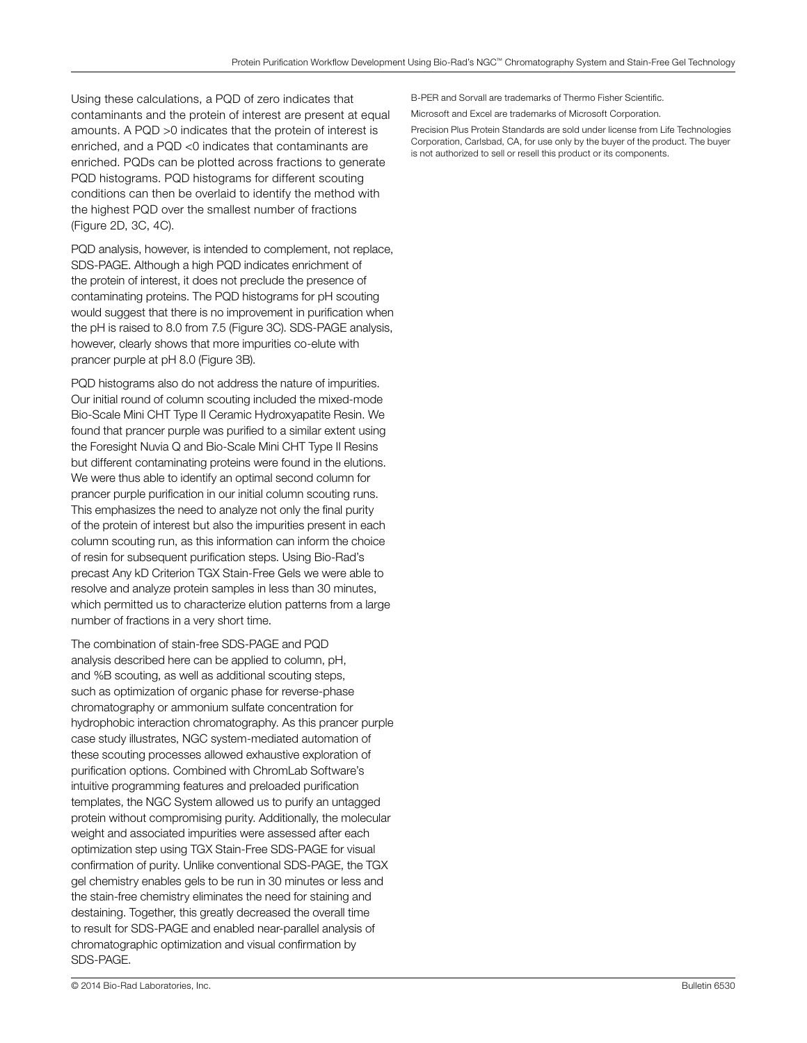Using these calculations, a PQD of zero indicates that contaminants and the protein of interest are present at equal amounts. A PQD >0 indicates that the protein of interest is enriched, and a PQD <0 indicates that contaminants are enriched. PQDs can be plotted across fractions to generate PQD histograms. PQD histograms for different scouting conditions can then be overlaid to identify the method with the highest PQD over the smallest number of fractions (Figure 2D, 3C, 4C).

PQD analysis, however, is intended to complement, not replace, SDS-PAGE. Although a high PQD indicates enrichment of the protein of interest, it does not preclude the presence of contaminating proteins. The PQD histograms for pH scouting would suggest that there is no improvement in purification when the pH is raised to 8.0 from 7.5 (Figure 3C). SDS-PAGE analysis, however, clearly shows that more impurities co-elute with prancer purple at pH 8.0 (Figure 3B).

PQD histograms also do not address the nature of impurities. Our initial round of column scouting included the mixed-mode Bio-Scale Mini CHT Type II Ceramic Hydroxyapatite Resin. We found that prancer purple was purified to a similar extent using the Foresight Nuvia Q and Bio-Scale Mini CHT Type II Resins but different contaminating proteins were found in the elutions. We were thus able to identify an optimal second column for prancer purple purification in our initial column scouting runs. This emphasizes the need to analyze not only the final purity of the protein of interest but also the impurities present in each column scouting run, as this information can inform the choice of resin for subsequent purification steps. Using Bio-Rad's precast Any kD Criterion TGX Stain-Free Gels we were able to resolve and analyze protein samples in less than 30 minutes, which permitted us to characterize elution patterns from a large number of fractions in a very short time.

The combination of stain-free SDS-PAGE and PQD analysis described here can be applied to column, pH, and %B scouting, as well as additional scouting steps, such as optimization of organic phase for reverse-phase chromatography or ammonium sulfate concentration for hydrophobic interaction chromatography. As this prancer purple case study illustrates, NGC system-mediated automation of these scouting processes allowed exhaustive exploration of purification options. Combined with ChromLab Software's intuitive programming features and preloaded purification templates, the NGC System allowed us to purify an untagged protein without compromising purity. Additionally, the molecular weight and associated impurities were assessed after each optimization step using TGX Stain-Free SDS-PAGE for visual confirmation of purity. Unlike conventional SDS-PAGE, the TGX gel chemistry enables gels to be run in 30 minutes or less and the stain-free chemistry eliminates the need for staining and destaining. Together, this greatly decreased the overall time to result for SDS-PAGE and enabled near-parallel analysis of chromatographic optimization and visual confirmation by SDS-PAGE.

B-PER and Sorvall are trademarks of Thermo Fisher Scientific.

Microsoft and Excel are trademarks of Microsoft Corporation.

Precision Plus Protein Standards are sold under license from Life Technologies Corporation, Carlsbad, CA, for use only by the buyer of the product. The buyer is not authorized to sell or resell this product or its components.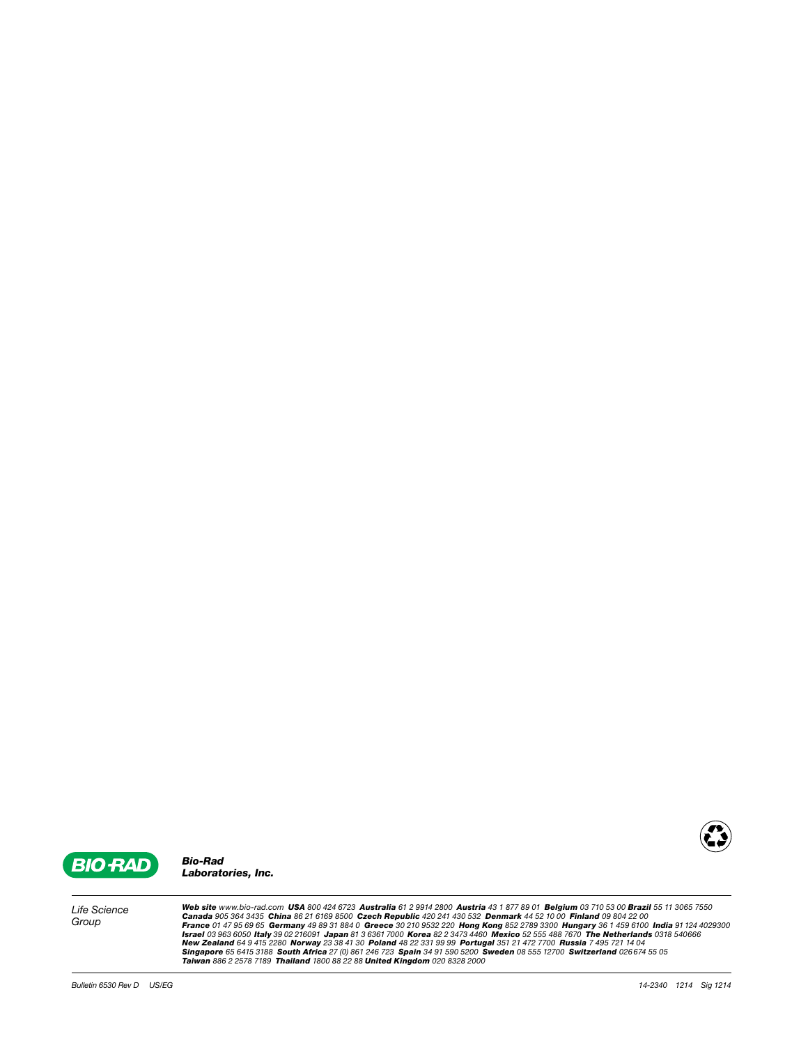**BIO-RAD**

***Bio-Rad Laboratories, Inc.***

*Life Science Group*

***Web site*** *www.bio-rad.com* ***USA*** *800 424 6723* ***Australia*** *61 2 9914 2800* ***Austria*** *43 1 877 89 01* ***Belgium*** *03 710 53 00* ***Brazil*** *55 11 3065 7550* ***Canada*** *905 364 3435* ***China*** *86 21 6169 8500* ***Czech Republic*** *420 241 430 532* ***Denmark*** *44 52 10 00* ***Finland*** *09 804 22 00* ***France*** *01 47 95 69 65* ***Germany*** *49 89 31 884 0* ***Greece*** *30 210 9532 220* ***Hong Kong*** *852 2789 3300* ***Hungary*** *36 1 459 6100* ***India*** *91 124 4029300* ***Israel*** *03 963 6050* ***Italy*** *39 02 216091* ***Japan*** *81 3 6361 7000* ***Korea*** *82 2 3473 4460* ***Mexico*** *52 555 488 7670* ***The Netherlands*** *0318 540666* ***New Zealand*** *64 9 415 2280* ***Norway*** *23 38 41 30* ***Poland*** *48 22 331 99 99* ***Portugal*** *351 21 472 7700* ***Russia*** *7 495 721 14 04* ***Singapore*** *65 6415 3188* ***South Africa*** *27 (0) 861 246 723* ***Spain*** *34 91 590 5200* ***Sweden*** *08 555 12700* ***Switzerland*** *026 674 55 05* ***Taiwan*** *886 2 2578 7189* ***Thailand*** *1800 88 22 88* ***United Kingdom*** *020 8328 2000*

*Bulletin 6530 Rev D US/EG*

*14-2340 1214 Sig 1214*